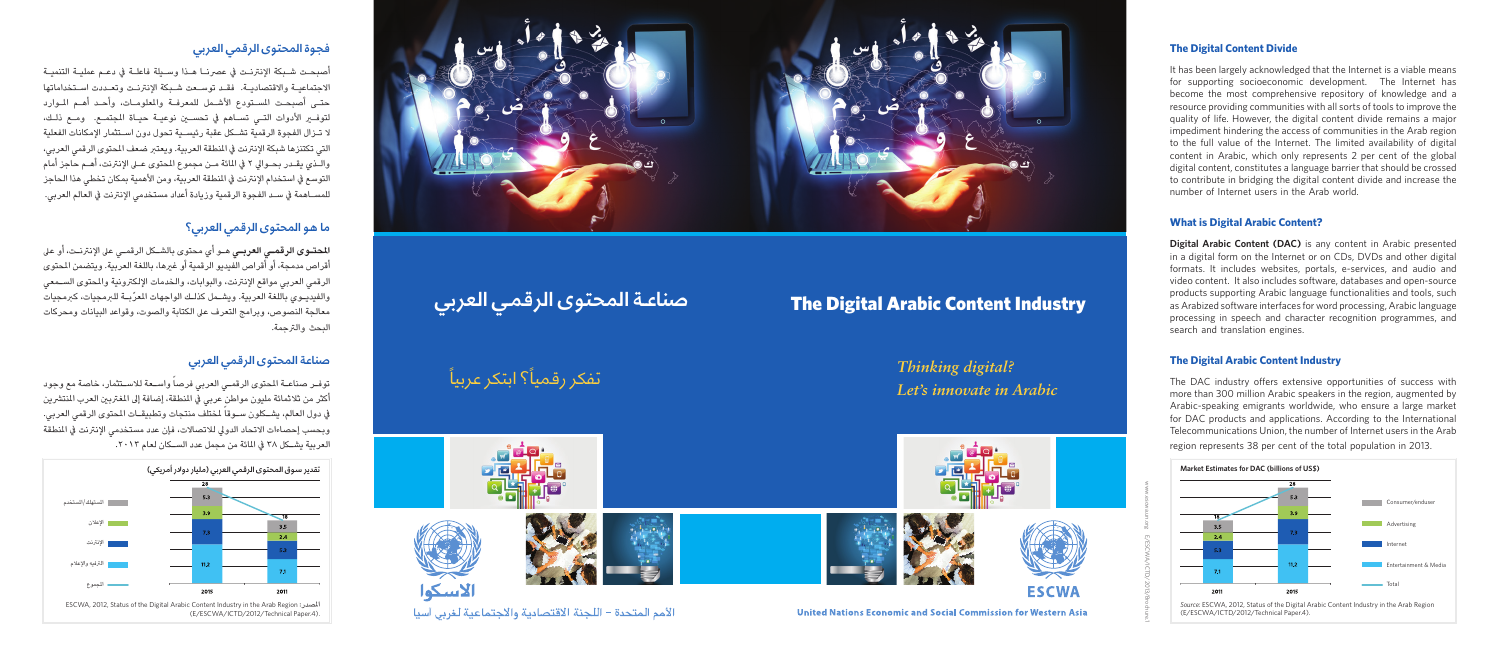# The Digital Arabic Content Industry

# صناعة المحتوى الرقمي العربي

*Thinking digital?*
*Let's innovate in Arabic*

تفكر رقمياً؟ ابتكر عربياً

## فجوة المحتوى الرقمي العربي

أصبحت شبكة الإنترنت في عصرنا هذا وسيلة فاعلة في دعم عملية التنمية الاجتماعية والاقتصادية. فقد توسعت شبكة الإنترنت وتعددت استخداماتها حتى أصبحت المستودع الأشمل للمعرفة والمعلومات، وأحد أهم الموارد لتوفير الأدوات التي تساهم في تحسين نوعية حياة المجتمع. ومع ذلك، لا تزال الفجوة الرقمية تشكل عقبة رئيسية تحول دون استثمار الإمكانات الفعلية التي تكتنزها شبكة الإنترنت في المنطقة العربية. ويعتبر ضعف المحتوى الرقمي العربي، والذي يقدر بحوالي ٢ في المائة من مجموع المحتوى على الإنترنت، أهم حاجز أمام التوسع في استخدام الإنترنت في المنطقة العربية، ومن الأهمية بمكان تخطي هذا الحاجز للمساهمة في سد الفجوة الرقمية وزيادة أعداد مستخدمي الإنترنت في العالم العربي.

## ما هو المحتوى الرقمي العربي؟

**المحتوى الرقمي العربي** هو أي محتوى بالشكل الرقمي على الإنترنت، أو على أقراص مدمجة، أو أقراص الفيديو الرقمية أو غيرها، باللغة العربية. ويتضمن المحتوى الرقمي العربي مواقع الإنترنت، والبوابات، والخدمات الإلكترونية والمحتوى السمعي والفيديوي باللغة العربية. ويشمل كذلك الواجهات المعرّبة للبرمجيات، كبرمجيات معالجة النصوص، وبرامج التعرف على الكتابة والصوت، وقواعد البيانات ومحركات البحث والترجمة.

## صناعة المحتوى الرقمي العربي

توفر صناعة المحتوى الرقمي العربي فرصاً واسعة للاستثمار، خاصة مع وجود أكثر من ثلاثمائة مليون مواطن عربي في المنطقة، إضافة إلى المغتربين العرب المنتشرين في دول العالم، يشكلون سوقاً لمختلف منتجات وتطبيقات المحتوى الرقمي العربي. وبحسب إحصاءات الاتحاد الدولي للاتصالات، فإن عدد مستخدمي الإنترنت في المنطقة العربية يشكل ٣٨ في المائة من مجمل عدد السكان لعام ٢٠١٣.

**تقدير سوق المحتوى الرقمي العربي (مليار دولار أمريكي)**

| | 2011 | 2015 |
|---|---|---|
| المستهلك/المستخدم | 3.5 | 5.3 |
| الإعلان | 2.4 | 3.9 |
| الإنترنت | 2.3 | 7.3 |
| الترفيه والإعلام | 7.1 | 11.2 |
| المجموع | 15 | 28 |

المصدر: ESCWA, 2012, Status of the Digital Arabic Content Industry in the Arab Region (E/ESCWA/ICTD/2012/Technical Paper.4).

## The Digital Content Divide

It has been largely acknowledged that the Internet is a viable means for supporting socioeconomic development. The Internet has become the most comprehensive repository of knowledge and a resource providing communities with all sorts of tools to improve the quality of life. However, the digital content divide remains a major impediment hindering the access of communities in the Arab region to the full value of the Internet. The limited availability of digital content in Arabic, which only represents 2 per cent of the global digital content, constitutes a language barrier that should be crossed to contribute in bridging the digital content divide and increase the number of Internet users in the Arab world.

## What is Digital Arabic Content?

**Digital Arabic Content (DAC)** is any content in Arabic presented in a digital form on the Internet or on CDs, DVDs and other digital formats. It includes websites, portals, e-services, and audio and video content. It also includes software, databases and open-source products supporting Arabic language functionalities and tools, such as Arabized software interfaces for word processing, Arabic language processing in speech and character recognition programmes, and search and translation engines.

## The Digital Arabic Content Industry

The DAC industry offers extensive opportunities of success with more than 300 million Arabic speakers in the region, augmented by Arabic-speaking emigrants worldwide, who ensure a large market for DAC products and applications. According to the International Telecommunications Union, the number of Internet users in the Arab region represents 38 per cent of the total population in 2013.

**Market Estimates for DAC (billions of US$)**

| | 2011 | 2015 |
|---|---|---|
| Consumer/enduser | 3.5 | 5.3 |
| Advertising | 2.4 | 3.9 |
| Internet | 2.3 | 7.3 |
| Entertainment & Media | 7.1 | 11.2 |
| Total | 15 | 28 |

*Source:* ESCWA, 2012, Status of the Digital Arabic Content Industry in the Arab Region (E/ESCWA/ICTD/2012/Technical Paper.4).

الاسكوا

الأمم المتحدة – اللجنة الاقتصادية والاجتماعية لغربي آسيا

ESCWA

United Nations Economic and Social Commission for Western Asia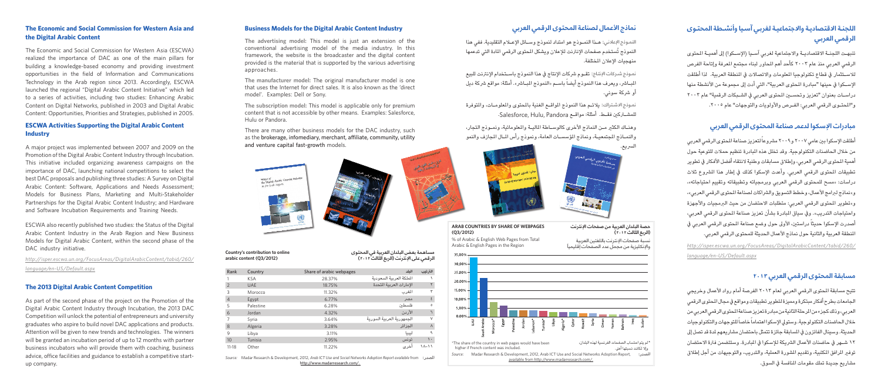## The Economic and Social Commission for Western Asia and the Digital Arabic Content

The Economic and Social Commission for Western Asia (ESCWA) realized the importance of DAC as one of the main pillars for building a knowledge-based economy and providing investment opportunities in the field of Information and Communications Technology in the Arab region since 2013. Accordingly, ESCWA launched the regional "Digital Arabic Content Initiative" which led to a series of activities, including two studies: Enhancing Arabic Content on Digital Networks, published in 2003 and Digital Arabic Content: Opportunities, Priorities and Strategies, published in 2005.

## ESCWA Activities Supporting the Digital Arabic Content Industry

A major project was implemented between 2007 and 2009 on the Promotion of the Digital Arabic Content Industry through Incubation. This initiative included organizing awareness campaigns on the importance of DAC, launching national competitions to select the best DAC proposals and publishing three studies: A Survey on Digital Arabic Content: Software, Applications and Needs Assessment; Models for Business Plans, Marketing and Multi-Stakeholder Partnerships for the Digital Arabic Content Industry; and Hardware and Software Incubation Requirements and Training Needs.

ESCWA also recently published two studies: the Status of the Digital Arabic Content Industry in the Arab Region and New Business Models for Digital Arabic Content, within the second phase of the DAC industry initiative.

*http://isper.escwa.un.org/FocusAreas/DigitalArabicContent/tabid/260/language/en-US/Default.aspx*

## The 2013 Digital Arabic Content Competition

As part of the second phase of the project on the Promotion of the Digital Arabic Content Industry through Incubation, the 2013 DAC Competition will unlock the potential of entrepreneurs and university graduates who aspire to build novel DAC applications and products. Attention will be given to new trends and technologies. The winners will be granted an incubation period of up to 12 months with partner business incubators who will provide them with coaching, business advice, office facilities and guidance to establish a competitive start-up company.

## Business Models for the Digital Arabic Content Industry

**The advertising model:** This model is just an extension of the conventional advertising model of the media industry. In this framework, the website is the broadcaster and the digital content provided is the material that is supported by the various advertising approaches.

**The manufacturer model:** The original manufacturer model is one that uses the Internet for direct sales. It is also known as the 'direct model'. Examples: Dell or Sony.

**The subscription model:** This model is applicable only for premium content that is not accessible by other means. Examples: Salesforce, Hulu or Pandora.

There are many other business models for the DAC industry, such as the **brokerage, infomediary, merchant, affiliate, community, utility** and **venture capital fast-growth** models.

**Country's contribution to online arabic content (Q3/2012)**

**مساهمة بعض البلدان العربية في المحتوى الرقمي على الإنترنت (الربع الثالث ٢٠١٢)**

| Rank | Country | Share of arabic webpages | البلد | الترتيب |
|---|---|---|---|---|
| 1 | KSA | 28.37% | المملكة العربية السعودية | ١ |
| 2 | UAE | 18.75% | الإمارات العربية المتحدة | ٢ |
| 3 | Morocco | 11.32% | المغرب | ٣ |
| 4 | Egypt | 6.77% | مصر | ٤ |
| 5 | Palestine | 6.28% | فلسطين | ٥ |
| 6 | Jordan | 4.32% | الأردن | ٦ |
| 7 | Syria | 3.64% | الجمهورية العربية السورية | ٧ |
| 8 | Algeria | 3.28% | الجزائر | ٨ |
| 9 | Libya | 3.11% | ليبيا | ٩ |
| 10 | Tunisia | 2.95% | تونس | ١٠ |
| 11-18 | Other | 11.22% | أخرى | ١١-١٨ |

Source: Madar Research & Development, 2012, *Arab ICT Use and Social Networks Adoption Report available* from http://www.madarresearch.com/. :المصدر

## نماذج الأعمال لصناعة المحتوى الرقمي العربي

النموذج الإعلاني: هـذا النمـوذج هو امتداد لنموذج وسـائل الإعـلام التقليدية. ففي هذا النموذج تُستخدم صفحات الإنترنت للإعلان ويشكل المحتوى الرقمي المادة التي تدعمها منهجيات الإعلان المختلفة.

نموذج شركات الإنتاج: تقـوم شركات الإنتاج في هذا النموذج باسـتخدام الإنترنت للبيع المبـاشر، ويعرف هذا النموذج أيضاً باسـم «النموذج المباشر». أمثلة: مواقع شركة ديل أو شركة سوني.

نموذج الاشتراك: يلائـم هذا النموذج المواقـع الغنية بالمحتوى والمعلومـات، والمتوفرة للمشـتركين فقـط. أمثلة: مواقـع Salesforce, Hulu, Pandora

وهنـاك الكثير مـن النماذج الأخرى كالوسـاطة المالية والمعلوماتية، ونمـوذج التجار، والنمـاذج المجتمعية، ونماذج المؤسسـات العامة، ونموذج رأس المـال المجازف والنمو السريع.

**ARAB COUNTRIES BY SHARE OF WEBPAGES (Q3/2012)**

**حصة البلدان العربية من صفحات الإنترنت (الربع الثالث ٢٠١٢)**

% of Arabic & English Web Pages from Total Arabic & English Pages in the Region

نسبة صفحات الإنترنت باللغتين العربية والإنكليزية من مجمل عدد الصفحات إقليمياً

35.00%
30.00%
25.00%
20.00%
15.00%
10.00%
5.00%
0.00%

UAE, Saudi Arabia, Morocco*, Egypt, Palestine, Jordan, Lebanon*, Tunisia*, Libya, Algeria*, Qatar, Kuwait, Syria, Oman, Yemen, Bahrain, Iraq, Sudan

*The share of the country in web pages would have been higher if French content was included.

*لم يتم احتساب الصفحات الفرنسية لهذه البلدان، وإلا لكانت نسبتها أعلى.

Source: Madar Research & Development, 2012, Arab ICT Use and Social Networks Adoption Report, available from http://www.madarresearch.com/. :المصدر

## اللجنة الاقتصادية والاجتماعية لغربي آسيا وأنشطة المحتوى الرقمي العربي

تنبهت اللجنـة الاقتصاديـة والاجتماعية لغربي آسـيا (الإسـكوا) إلى أهمية المحتوى الرقمي العربي منذ عام ٢٠٠٣ كأحد أهم المحاور لبناء مجتمع المعرفة وإتاحة الفرص للاسـتثمار في قطاع تكنولوجيا المعلومات والاتصالات في المنطقة العربية. لذا أطلقت الإسـكوا في حينها "مبادرة المحتوى العربي"، التي أدت إلى مجموعة من الأنشطة منها دراسـات بعنوان "تعزيز وتحسـين المحتوى العربي في الشبكات الرقمية" عام ٢٠٠٣ و"المحتـوى الرقمي العربي: الفـرص والأولويات والتوجهات" عام ٢٠٠٥.

## مبادرات الإسكوا لدعم صناعة المحتوى الرقمي العربي

أطلقت الإسكوا بين عامي ٢٠٠٧ و٢٠٠٩ مشروعاً لتعزيز صناعة المحتوى الرقمي العربي من خلال الحاضنات التكنولوجية. وقد تخلل هذه المبادرة تنظيم حملات للتوعية حول أهمية المحتوى الرقمي العربي، وإطلاق مسابقات وطنية لانتقاء أفضل الأفكار في تطوير تطبيقات المحتوى الرقمي العربي. وأعدت الإسكوا كذلك في إطار هذا المشروع ثلاث دراسات: «مسح للمحتوى الرقمي العربي وبرمجياته وتطبيقاته وتقييم احتياجاته»، و«نماذج لبرامج الأعمال، وخطط التسويق والشراكات لصناعة المحتوى الرقمي العربي»، و«تطوير المحتوى الرقمي العربي: متطلبات الاحتضان من حيث البرمجيات والأجهزة واحتياجات التدريب». وفي سياق المبادرة بشأن تعزيز صناعة المحتوى الرقمي العربي، أصدرت الإسكوا حديثاً دراستين: الأولى حول وضع صناعة المحتوى الرقمي العربي في المنطقة العربية والثانية حول نماذج الأعمال الحديثة للمحتوى الرقمي العربي.

*http://isper.escwa.un.org/FocusAreas/DigitalArabicContent/tabid/260/language/en-US/Default.aspx*

## مسابقة المحتوى الرقمي العربي ٢٠١٣

تتيح مسابقة المحتوى الرقمي العربي لعام ٢٠١٣ الفرصة أمام رواد الأعمال وخريجي الجامعات بطرح أفكار مبتكرة ومميزة لتطوير تطبيقات ومواقع في مجال المحتوى الرقمي العربي، وذلك كجزء من المرحلة الثانية من مبادرة تعزيز صناعة المحتوى الرقمي العربي من خلال الحاضنات التكنولوجية. وستولي الإسكوا اهتماماً خاصاً للتوجهات والتكنولوجيات الحديثة. وسينال الفائزون في المسابقة جائزة تتمثل باحتضان مشاريعهم لمدة قد تصل إلى ١٢ شـهر في حاضنات الأعمال الشريكة للإسكوا في المبادرة. وستتضمن فترة الاحتضان توفير المرافق المكتبية، وتقديم المشورة العملية، والتدريب، والتوجيهات من أجل إطلاق مشاريع جديدة تملك مقومات المنافسة في السوق.